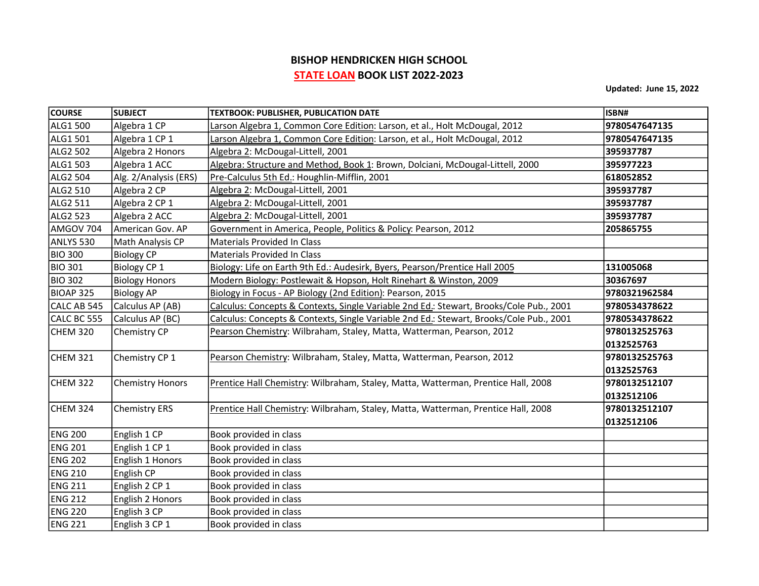# BISHOP HENDRICKEN HIGH SCHOOL

## STATE LOAN BOOK LIST 2022-2023

**Updated: June 15, 2022**

| COURSE | SUBJECT | TEXTBOOK: PUBLISHER, PUBLICATION DATE | ISBN# |
|---|---|---|---|
| ALG1 500 | Algebra 1 CP | Larson Algebra 1, Common Core Edition: Larson, et al., Holt McDougal, 2012 | 9780547647135 |
| ALG1 501 | Algebra 1 CP 1 | Larson Algebra 1, Common Core Edition: Larson, et al., Holt McDougal, 2012 | 9780547647135 |
| ALG2 502 | Algebra 2 Honors | Algebra 2: McDougal-Littell, 2001 | 395937787 |
| ALG1 503 | Algebra 1 ACC | Algebra: Structure and Method, Book 1: Brown, Dolciani, McDougal-Littell, 2000 | 395977223 |
| ALG2 504 | Alg. 2/Analysis (ERS) | Pre-Calculus 5th Ed.: Houghlin-Mifflin, 2001 | 618052852 |
| ALG2 510 | Algebra 2 CP | Algebra 2: McDougal-Littell, 2001 | 395937787 |
| ALG2 511 | Algebra 2 CP 1 | Algebra 2: McDougal-Littell, 2001 | 395937787 |
| ALG2 523 | Algebra 2 ACC | Algebra 2: McDougal-Littell, 2001 | 395937787 |
| AMGOV 704 | American Gov. AP | Government in America, People, Politics & Policy: Pearson, 2012 | 205865755 |
| ANLYS 530 | Math Analysis CP | Materials Provided In Class | |
| BIO 300 | Biology CP | Materials Provided In Class | |
| BIO 301 | Biology CP 1 | Biology: Life on Earth 9th Ed.: Audesirk, Byers, Pearson/Prentice Hall 2005 | 131005068 |
| BIO 302 | Biology Honors | Modern Biology: Postlewait & Hopson, Holt Rinehart & Winston, 2009 | 30367697 |
| BIOAP 325 | Biology AP | Biology in Focus - AP Biology (2nd Edition): Pearson, 2015 | 9780321962584 |
| CALC AB 545 | Calculus AP (AB) | Calculus: Concepts & Contexts, Single Variable 2nd Ed.: Stewart, Brooks/Cole Pub., 2001 | 9780534378622 |
| CALC BC 555 | Calculus AP (BC) | Calculus: Concepts & Contexts, Single Variable 2nd Ed.: Stewart, Brooks/Cole Pub., 2001 | 9780534378622 |
| CHEM 320 | Chemistry CP | Pearson Chemistry: Wilbraham, Staley, Matta, Watterman, Pearson, 2012 | 9780132525763<br>0132525763 |
| CHEM 321 | Chemistry CP 1 | Pearson Chemistry: Wilbraham, Staley, Matta, Watterman, Pearson, 2012 | 9780132525763<br>0132525763 |
| CHEM 322 | Chemistry Honors | Prentice Hall Chemistry: Wilbraham, Staley, Matta, Watterman, Prentice Hall, 2008 | 9780132512107<br>0132512106 |
| CHEM 324 | Chemistry ERS | Prentice Hall Chemistry: Wilbraham, Staley, Matta, Watterman, Prentice Hall, 2008 | 9780132512107<br>0132512106 |
| ENG 200 | English 1 CP | Book provided in class | |
| ENG 201 | English 1 CP 1 | Book provided in class | |
| ENG 202 | English 1 Honors | Book provided in class | |
| ENG 210 | English CP | Book provided in class | |
| ENG 211 | English 2 CP 1 | Book provided in class | |
| ENG 212 | English 2 Honors | Book provided in class | |
| ENG 220 | English 3 CP | Book provided in class | |
| ENG 221 | English 3 CP 1 | Book provided in class | |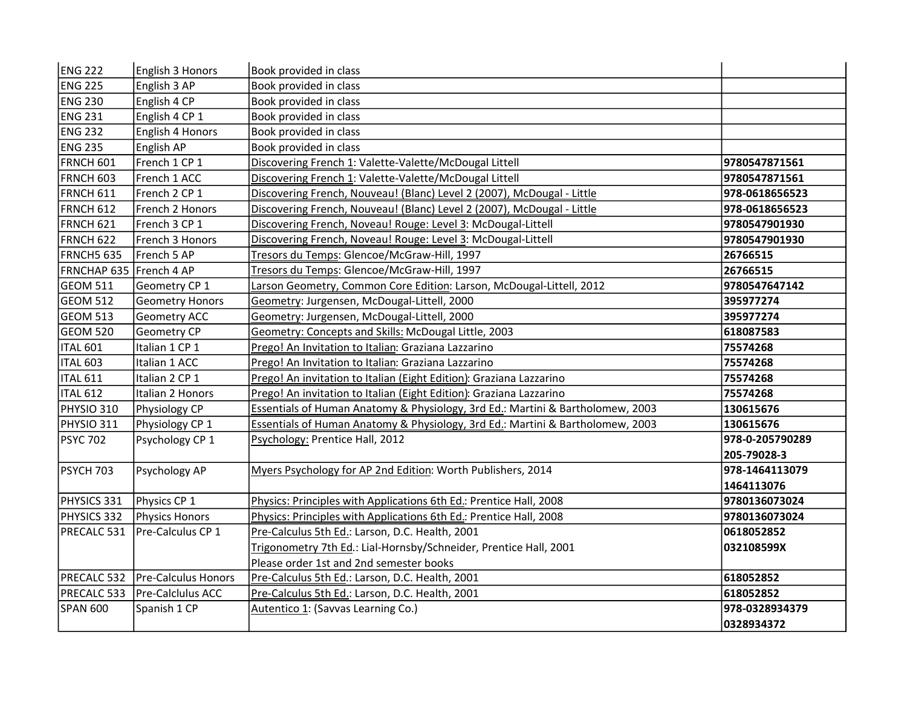| | | | |
|---|---|---|---|
| ENG 222 | English 3 Honors | Book provided in class | |
| ENG 225 | English 3 AP | Book provided in class | |
| ENG 230 | English 4 CP | Book provided in class | |
| ENG 231 | English 4 CP 1 | Book provided in class | |
| ENG 232 | English 4 Honors | Book provided in class | |
| ENG 235 | English AP | Book provided in class | |
| FRNCH 601 | French 1 CP 1 | Discovering French 1: Valette-Valette/McDougal Littell | **9780547871561** |
| FRNCH 603 | French 1 ACC | Discovering French 1: Valette-Valette/McDougal Littell | **9780547871561** |
| FRNCH 611 | French 2 CP 1 | Discovering French, Nouveau! (Blanc) Level 2 (2007), McDougal - Little | **978-0618656523** |
| FRNCH 612 | French 2 Honors | Discovering French, Nouveau! (Blanc) Level 2 (2007), McDougal - Little | **978-0618656523** |
| FRNCH 621 | French 3 CP 1 | Discovering French, Noveau! Rouge: Level 3: McDougal-Littell | **9780547901930** |
| FRNCH 622 | French 3 Honors | Discovering French, Noveau! Rouge: Level 3: McDougal-Littell | **9780547901930** |
| FRNCH5 635 | French 5 AP | Tresors du Temps: Glencoe/McGraw-Hill, 1997 | **26766515** |
| FRNCHAP 635 | French 4 AP | Tresors du Temps: Glencoe/McGraw-Hill, 1997 | **26766515** |
| GEOM 511 | Geometry CP 1 | Larson Geometry, Common Core Edition: Larson, McDougal-Littell, 2012 | **9780547647142** |
| GEOM 512 | Geometry Honors | Geometry: Jurgensen, McDougal-Littell, 2000 | **395977274** |
| GEOM 513 | Geometry ACC | Geometry: Jurgensen, McDougal-Littell, 2000 | **395977274** |
| GEOM 520 | Geometry CP | Geometry: Concepts and Skills: McDougal Little, 2003 | **618087583** |
| ITAL 601 | Italian 1 CP 1 | Prego! An Invitation to Italian: Graziana Lazzarino | **75574268** |
| ITAL 603 | Italian 1 ACC | Prego! An Invitation to Italian: Graziana Lazzarino | **75574268** |
| ITAL 611 | Italian 2 CP 1 | Prego! An invitation to Italian (Eight Edition): Graziana Lazzarino | **75574268** |
| ITAL 612 | Italian 2 Honors | Prego! An invitation to Italian (Eight Edition): Graziana Lazzarino | **75574268** |
| PHYSIO 310 | Physiology CP | Essentials of Human Anatomy & Physiology, 3rd Ed.: Martini & Bartholomew, 2003 | **130615676** |
| PHYSIO 311 | Physiology CP 1 | Essentials of Human Anatomy & Physiology, 3rd Ed.: Martini & Bartholomew, 2003 | **130615676** |
| PSYC 702 | Psychology CP 1 | Psychology: Prentice Hall, 2012 | **978-0-205790289**<br>**205-79028-3** |
| PSYCH 703 | Psychology AP | Myers Psychology for AP 2nd Edition: Worth Publishers, 2014 | **978-1464113079**<br>**1464113076** |
| PHYSICS 331 | Physics CP 1 | Physics: Principles with Applications 6th Ed.: Prentice Hall, 2008 | **9780136073024** |
| PHYSICS 332 | Physics Honors | Physics: Principles with Applications 6th Ed.: Prentice Hall, 2008 | **9780136073024** |
| PRECALC 531 | Pre-Calculus CP 1 | Pre-Calculus 5th Ed.: Larson, D.C. Health, 2001<br>Trigonometry 7th Ed.: Lial-Hornsby/Schneider, Prentice Hall, 2001<br>Please order 1st and 2nd semester books | **0618052852**<br>**032108599X** |
| PRECALC 532 | Pre-Calculus Honors | Pre-Calculus 5th Ed.: Larson, D.C. Health, 2001 | **618052852** |
| PRECALC 533 | Pre-Calclulus ACC | Pre-Calculus 5th Ed.: Larson, D.C. Health, 2001 | **618052852** |
| SPAN 600 | Spanish 1 CP | Autentico 1: (Savvas Learning Co.) | **978-0328934379**<br>**0328934372** |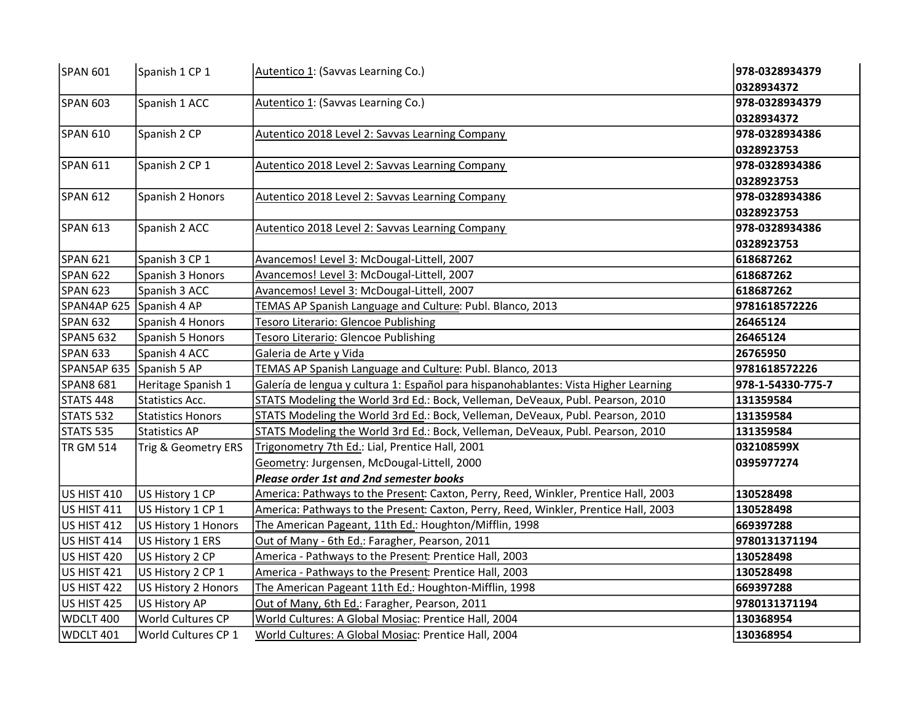| SPAN 601 | Spanish 1 CP 1 | Autentico 1: (Savvas Learning Co.) | **978-0328934379**<br>**0328934372** |
|---|---|---|---|
| SPAN 603 | Spanish 1 ACC | Autentico 1: (Savvas Learning Co.) | **978-0328934379**<br>**0328934372** |
| SPAN 610 | Spanish 2 CP | Autentico 2018 Level 2: Savvas Learning Company | **978-0328934386**<br>**0328923753** |
| SPAN 611 | Spanish 2 CP 1 | Autentico 2018 Level 2: Savvas Learning Company | **978-0328934386**<br>**0328923753** |
| SPAN 612 | Spanish 2 Honors | Autentico 2018 Level 2: Savvas Learning Company | **978-0328934386**<br>**0328923753** |
| SPAN 613 | Spanish 2 ACC | Autentico 2018 Level 2: Savvas Learning Company | **978-0328934386**<br>**0328923753** |
| SPAN 621 | Spanish 3 CP 1 | Avancemos! Level 3: McDougal-Littell, 2007 | **618687262** |
| SPAN 622 | Spanish 3 Honors | Avancemos! Level 3: McDougal-Littell, 2007 | **618687262** |
| SPAN 623 | Spanish 3 ACC | Avancemos! Level 3: McDougal-Littell, 2007 | **618687262** |
| SPAN4AP 625 | Spanish 4 AP | TEMAS AP Spanish Language and Culture: Publ. Blanco, 2013 | **9781618572226** |
| SPAN 632 | Spanish 4 Honors | Tesoro Literario: Glencoe Publishing | **26465124** |
| SPAN5 632 | Spanish 5 Honors | Tesoro Literario: Glencoe Publishing | **26465124** |
| SPAN 633 | Spanish 4 ACC | Galeria de Arte y Vida | **26765950** |
| SPAN5AP 635 | Spanish 5 AP | TEMAS AP Spanish Language and Culture: Publ. Blanco, 2013 | **9781618572226** |
| SPAN8 681 | Heritage Spanish 1 | Galería de lengua y cultura 1: Español para hispanohablantes: Vista Higher Learning | **978-1-54330-775-7** |
| STATS 448 | Statistics Acc. | STATS Modeling the World 3rd Ed.: Bock, Velleman, DeVeaux, Publ. Pearson, 2010 | **131359584** |
| STATS 532 | Statistics Honors | STATS Modeling the World 3rd Ed.: Bock, Velleman, DeVeaux, Publ. Pearson, 2010 | **131359584** |
| STATS 535 | Statistics AP | STATS Modeling the World 3rd Ed.: Bock, Velleman, DeVeaux, Publ. Pearson, 2010 | **131359584** |
| TR GM 514 | Trig & Geometry ERS | Trigonometry 7th Ed.: Lial, Prentice Hall, 2001<br>Geometry: Jurgensen, McDougal-Littell, 2000<br>***Please order 1st and 2nd semester books*** | **032108599X**<br>**0395977274** |
| US HIST 410 | US History 1 CP | America: Pathways to the Present: Caxton, Perry, Reed, Winkler, Prentice Hall, 2003 | **130528498** |
| US HIST 411 | US History 1 CP 1 | America: Pathways to the Present: Caxton, Perry, Reed, Winkler, Prentice Hall, 2003 | **130528498** |
| US HIST 412 | US History 1 Honors | The American Pageant, 11th Ed.: Houghton/Mifflin, 1998 | **669397288** |
| US HIST 414 | US History 1 ERS | Out of Many - 6th Ed.: Faragher, Pearson, 2011 | **9780131371194** |
| US HIST 420 | US History 2 CP | America - Pathways to the Present: Prentice Hall, 2003 | **130528498** |
| US HIST 421 | US History 2 CP 1 | America - Pathways to the Present: Prentice Hall, 2003 | **130528498** |
| US HIST 422 | US History 2 Honors | The American Pageant 11th Ed.: Houghton-Mifflin, 1998 | **669397288** |
| US HIST 425 | US History AP | Out of Many, 6th Ed.: Faragher, Pearson, 2011 | **9780131371194** |
| WDCLT 400 | World Cultures CP | World Cultures: A Global Mosiac: Prentice Hall, 2004 | **130368954** |
| WDCLT 401 | World Cultures CP 1 | World Cultures: A Global Mosiac: Prentice Hall, 2004 | **130368954** |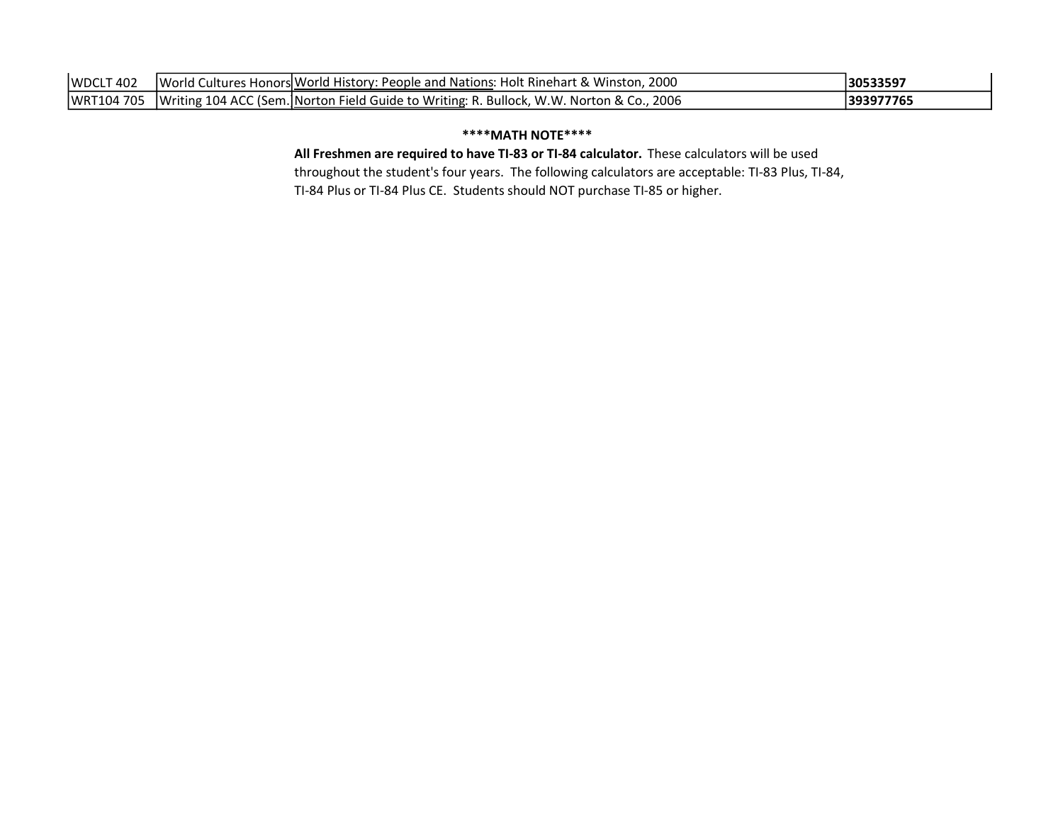| | | | |
|---|---|---|---|
| WDCLT 402 | World Cultures Honors | World History: People and Nations: Holt Rinehart & Winston, 2000 | **30533597** |
| WRT104 705 | Writing 104 ACC (Sem. | Norton Field Guide to Writing: R. Bullock, W.W. Norton & Co., 2006 | **393977765** |

**\*\*\*\*MATH NOTE\*\*\*\***

**All Freshmen are required to have TI-83 or TI-84 calculator.** These calculators will be used throughout the student's four years. The following calculators are acceptable: TI-83 Plus, TI-84, TI-84 Plus or TI-84 Plus CE. Students should NOT purchase TI-85 or higher.